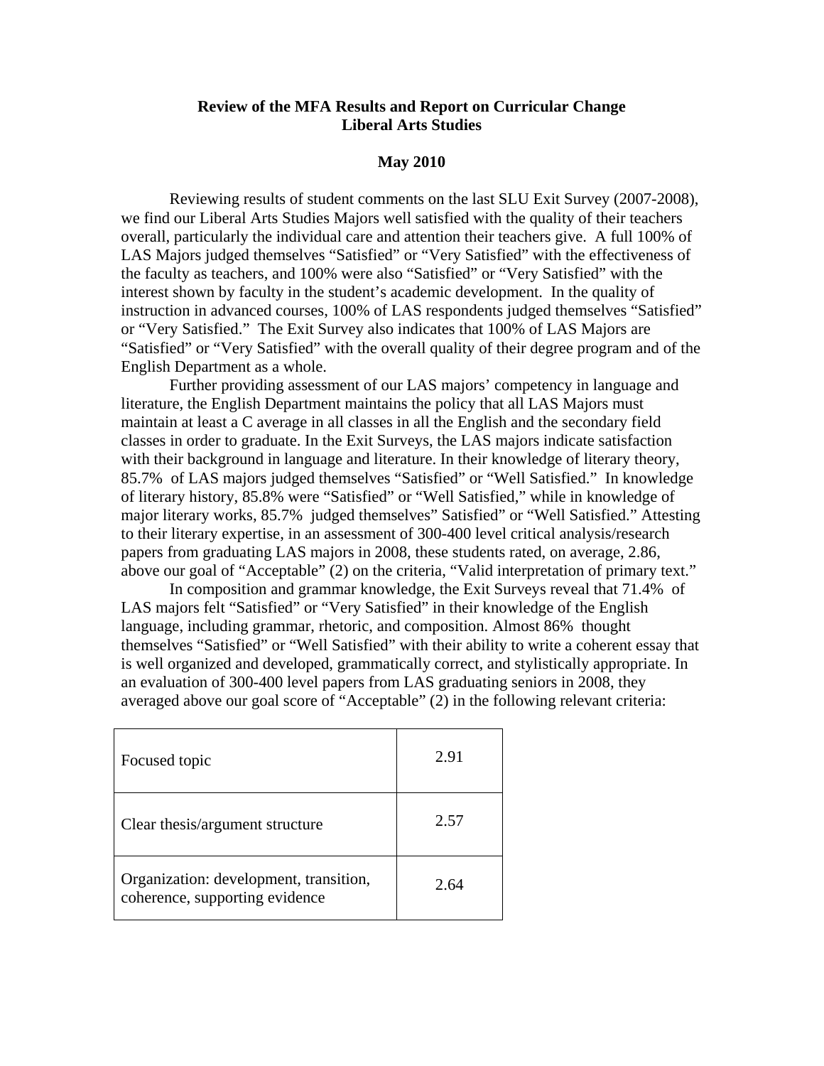**Review of the MFA Results and Report on Curricular Change**
**Liberal Arts Studies**

**May 2010**

Reviewing results of student comments on the last SLU Exit Survey (2007-2008), we find our Liberal Arts Studies Majors well satisfied with the quality of their teachers overall, particularly the individual care and attention their teachers give. A full 100% of LAS Majors judged themselves "Satisfied" or "Very Satisfied" with the effectiveness of the faculty as teachers, and 100% were also "Satisfied" or "Very Satisfied" with the interest shown by faculty in the student's academic development. In the quality of instruction in advanced courses, 100% of LAS respondents judged themselves "Satisfied" or "Very Satisfied." The Exit Survey also indicates that 100% of LAS Majors are "Satisfied" or "Very Satisfied" with the overall quality of their degree program and of the English Department as a whole.

Further providing assessment of our LAS majors' competency in language and literature, the English Department maintains the policy that all LAS Majors must maintain at least a C average in all classes in all the English and the secondary field classes in order to graduate. In the Exit Surveys, the LAS majors indicate satisfaction with their background in language and literature. In their knowledge of literary theory, 85.7% of LAS majors judged themselves "Satisfied" or "Well Satisfied." In knowledge of literary history, 85.8% were "Satisfied" or "Well Satisfied," while in knowledge of major literary works, 85.7% judged themselves" Satisfied" or "Well Satisfied." Attesting to their literary expertise, in an assessment of 300-400 level critical analysis/research papers from graduating LAS majors in 2008, these students rated, on average, 2.86, above our goal of "Acceptable" (2) on the criteria, "Valid interpretation of primary text."

In composition and grammar knowledge, the Exit Surveys reveal that 71.4% of LAS majors felt "Satisfied" or "Very Satisfied" in their knowledge of the English language, including grammar, rhetoric, and composition. Almost 86% thought themselves "Satisfied" or "Well Satisfied" with their ability to write a coherent essay that is well organized and developed, grammatically correct, and stylistically appropriate. In an evaluation of 300-400 level papers from LAS graduating seniors in 2008, they averaged above our goal score of "Acceptable" (2) in the following relevant criteria:

| | |
|---|---|
| Focused topic | 2.91 |
| Clear thesis/argument structure | 2.57 |
| Organization: development, transition, coherence, supporting evidence | 2.64 |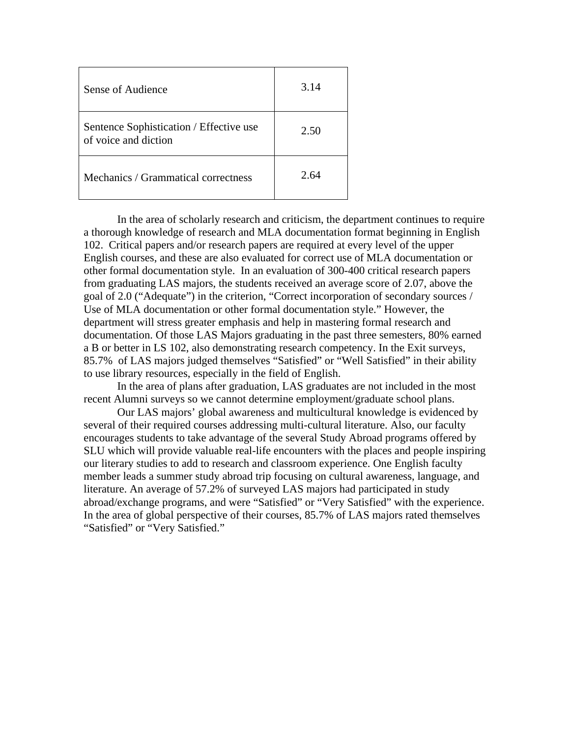| | |
|---|---|
| Sense of Audience | 3.14 |
| Sentence Sophistication / Effective use of voice and diction | 2.50 |
| Mechanics / Grammatical correctness | 2.64 |

In the area of scholarly research and criticism, the department continues to require a thorough knowledge of research and MLA documentation format beginning in English 102. Critical papers and/or research papers are required at every level of the upper English courses, and these are also evaluated for correct use of MLA documentation or other formal documentation style. In an evaluation of 300-400 critical research papers from graduating LAS majors, the students received an average score of 2.07, above the goal of 2.0 ("Adequate") in the criterion, "Correct incorporation of secondary sources / Use of MLA documentation or other formal documentation style." However, the department will stress greater emphasis and help in mastering formal research and documentation. Of those LAS Majors graduating in the past three semesters, 80% earned a B or better in LS 102, also demonstrating research competency. In the Exit surveys, 85.7% of LAS majors judged themselves "Satisfied" or "Well Satisfied" in their ability to use library resources, especially in the field of English.

In the area of plans after graduation, LAS graduates are not included in the most recent Alumni surveys so we cannot determine employment/graduate school plans.

Our LAS majors' global awareness and multicultural knowledge is evidenced by several of their required courses addressing multi-cultural literature. Also, our faculty encourages students to take advantage of the several Study Abroad programs offered by SLU which will provide valuable real-life encounters with the places and people inspiring our literary studies to add to research and classroom experience. One English faculty member leads a summer study abroad trip focusing on cultural awareness, language, and literature. An average of 57.2% of surveyed LAS majors had participated in study abroad/exchange programs, and were "Satisfied" or "Very Satisfied" with the experience. In the area of global perspective of their courses, 85.7% of LAS majors rated themselves "Satisfied" or "Very Satisfied."